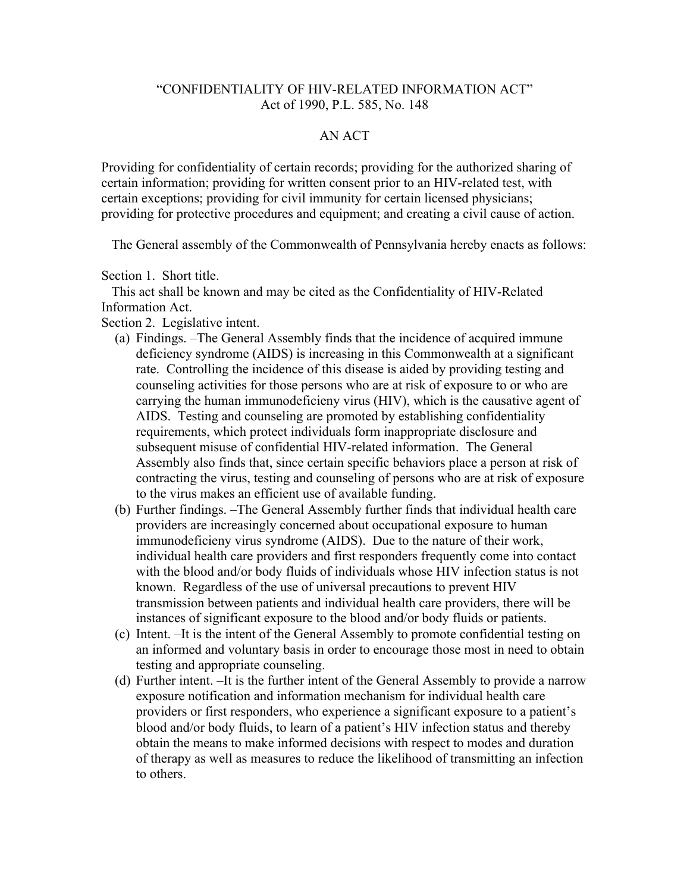# "CONFIDENTIALITY OF HIV-RELATED INFORMATION ACT"
Act of 1990, P.L. 585, No. 148

## AN ACT

Providing for confidentiality of certain records; providing for the authorized sharing of certain information; providing for written consent prior to an HIV-related test, with certain exceptions; providing for civil immunity for certain licensed physicians; providing for protective procedures and equipment; and creating a civil cause of action.

The General assembly of the Commonwealth of Pennsylvania hereby enacts as follows:

Section 1. Short title.

This act shall be known and may be cited as the Confidentiality of HIV-Related Information Act.

Section 2. Legislative intent.

(a) Findings. –The General Assembly finds that the incidence of acquired immune deficiency syndrome (AIDS) is increasing in this Commonwealth at a significant rate. Controlling the incidence of this disease is aided by providing testing and counseling activities for those persons who are at risk of exposure to or who are carrying the human immunodeficieny virus (HIV), which is the causative agent of AIDS. Testing and counseling are promoted by establishing confidentiality requirements, which protect individuals form inappropriate disclosure and subsequent misuse of confidential HIV-related information. The General Assembly also finds that, since certain specific behaviors place a person at risk of contracting the virus, testing and counseling of persons who are at risk of exposure to the virus makes an efficient use of available funding.

(b) Further findings. –The General Assembly further finds that individual health care providers are increasingly concerned about occupational exposure to human immunodeficieny virus syndrome (AIDS). Due to the nature of their work, individual health care providers and first responders frequently come into contact with the blood and/or body fluids of individuals whose HIV infection status is not known. Regardless of the use of universal precautions to prevent HIV transmission between patients and individual health care providers, there will be instances of significant exposure to the blood and/or body fluids or patients.

(c) Intent. –It is the intent of the General Assembly to promote confidential testing on an informed and voluntary basis in order to encourage those most in need to obtain testing and appropriate counseling.

(d) Further intent. –It is the further intent of the General Assembly to provide a narrow exposure notification and information mechanism for individual health care providers or first responders, who experience a significant exposure to a patient's blood and/or body fluids, to learn of a patient's HIV infection status and thereby obtain the means to make informed decisions with respect to modes and duration of therapy as well as measures to reduce the likelihood of transmitting an infection to others.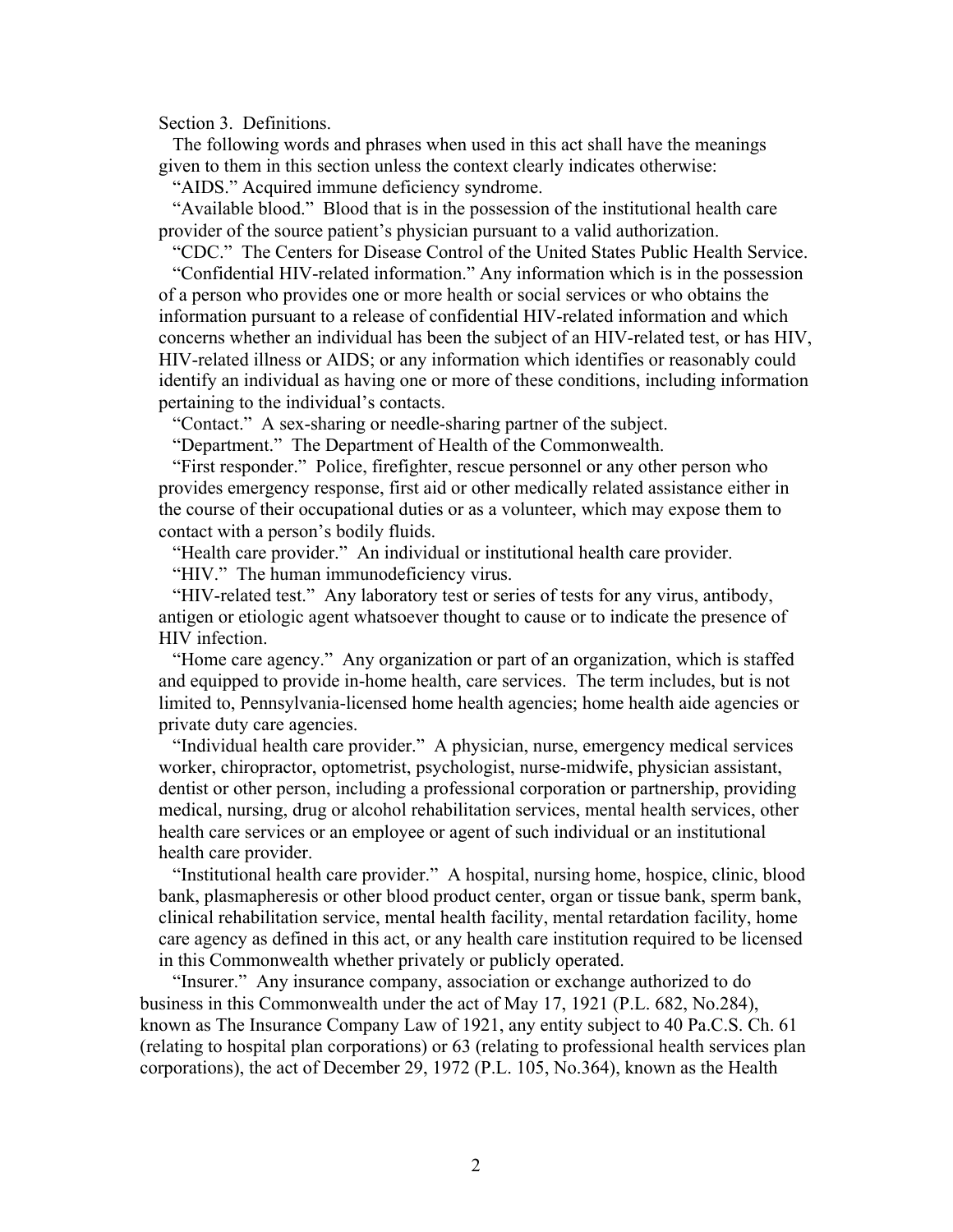Section 3. Definitions.

The following words and phrases when used in this act shall have the meanings given to them in this section unless the context clearly indicates otherwise:

"AIDS." Acquired immune deficiency syndrome.

"Available blood." Blood that is in the possession of the institutional health care provider of the source patient's physician pursuant to a valid authorization.

"CDC." The Centers for Disease Control of the United States Public Health Service.

"Confidential HIV-related information." Any information which is in the possession of a person who provides one or more health or social services or who obtains the information pursuant to a release of confidential HIV-related information and which concerns whether an individual has been the subject of an HIV-related test, or has HIV, HIV-related illness or AIDS; or any information which identifies or reasonably could identify an individual as having one or more of these conditions, including information pertaining to the individual's contacts.

"Contact." A sex-sharing or needle-sharing partner of the subject.

"Department." The Department of Health of the Commonwealth.

"First responder." Police, firefighter, rescue personnel or any other person who provides emergency response, first aid or other medically related assistance either in the course of their occupational duties or as a volunteer, which may expose them to contact with a person's bodily fluids.

"Health care provider." An individual or institutional health care provider.

"HIV." The human immunodeficiency virus.

"HIV-related test." Any laboratory test or series of tests for any virus, antibody, antigen or etiologic agent whatsoever thought to cause or to indicate the presence of HIV infection.

"Home care agency." Any organization or part of an organization, which is staffed and equipped to provide in-home health, care services. The term includes, but is not limited to, Pennsylvania-licensed home health agencies; home health aide agencies or private duty care agencies.

"Individual health care provider." A physician, nurse, emergency medical services worker, chiropractor, optometrist, psychologist, nurse-midwife, physician assistant, dentist or other person, including a professional corporation or partnership, providing medical, nursing, drug or alcohol rehabilitation services, mental health services, other health care services or an employee or agent of such individual or an institutional health care provider.

"Institutional health care provider." A hospital, nursing home, hospice, clinic, blood bank, plasmapheresis or other blood product center, organ or tissue bank, sperm bank, clinical rehabilitation service, mental health facility, mental retardation facility, home care agency as defined in this act, or any health care institution required to be licensed in this Commonwealth whether privately or publicly operated.

"Insurer." Any insurance company, association or exchange authorized to do business in this Commonwealth under the act of May 17, 1921 (P.L. 682, No.284), known as The Insurance Company Law of 1921, any entity subject to 40 Pa.C.S. Ch. 61 (relating to hospital plan corporations) or 63 (relating to professional health services plan corporations), the act of December 29, 1972 (P.L. 105, No.364), known as the Health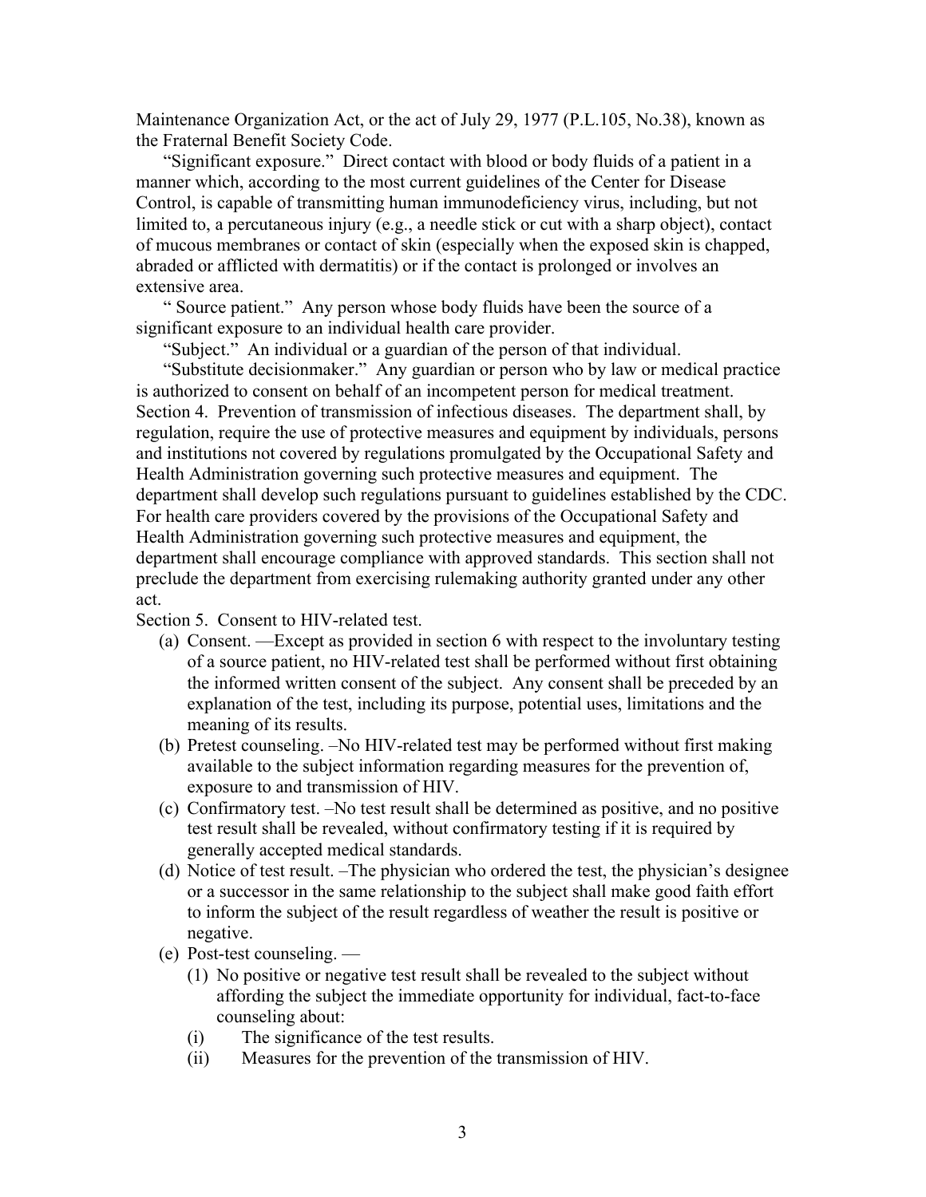Maintenance Organization Act, or the act of July 29, 1977 (P.L.105, No.38), known as the Fraternal Benefit Society Code.

"Significant exposure." Direct contact with blood or body fluids of a patient in a manner which, according to the most current guidelines of the Center for Disease Control, is capable of transmitting human immunodeficiency virus, including, but not limited to, a percutaneous injury (e.g., a needle stick or cut with a sharp object), contact of mucous membranes or contact of skin (especially when the exposed skin is chapped, abraded or afflicted with dermatitis) or if the contact is prolonged or involves an extensive area.

" Source patient." Any person whose body fluids have been the source of a significant exposure to an individual health care provider.

"Subject." An individual or a guardian of the person of that individual.

"Substitute decisionmaker." Any guardian or person who by law or medical practice is authorized to consent on behalf of an incompetent person for medical treatment.

Section 4. Prevention of transmission of infectious diseases. The department shall, by regulation, require the use of protective measures and equipment by individuals, persons and institutions not covered by regulations promulgated by the Occupational Safety and Health Administration governing such protective measures and equipment. The department shall develop such regulations pursuant to guidelines established by the CDC. For health care providers covered by the provisions of the Occupational Safety and Health Administration governing such protective measures and equipment, the department shall encourage compliance with approved standards. This section shall not preclude the department from exercising rulemaking authority granted under any other act.

Section 5. Consent to HIV-related test.

(a) Consent. —Except as provided in section 6 with respect to the involuntary testing of a source patient, no HIV-related test shall be performed without first obtaining the informed written consent of the subject. Any consent shall be preceded by an explanation of the test, including its purpose, potential uses, limitations and the meaning of its results.

(b) Pretest counseling. –No HIV-related test may be performed without first making available to the subject information regarding measures for the prevention of, exposure to and transmission of HIV.

(c) Confirmatory test. –No test result shall be determined as positive, and no positive test result shall be revealed, without confirmatory testing if it is required by generally accepted medical standards.

(d) Notice of test result. –The physician who ordered the test, the physician's designee or a successor in the same relationship to the subject shall make good faith effort to inform the subject of the result regardless of weather the result is positive or negative.

(e) Post-test counseling. —

(1) No positive or negative test result shall be revealed to the subject without affording the subject the immediate opportunity for individual, fact-to-face counseling about:

(i) The significance of the test results.

(ii) Measures for the prevention of the transmission of HIV.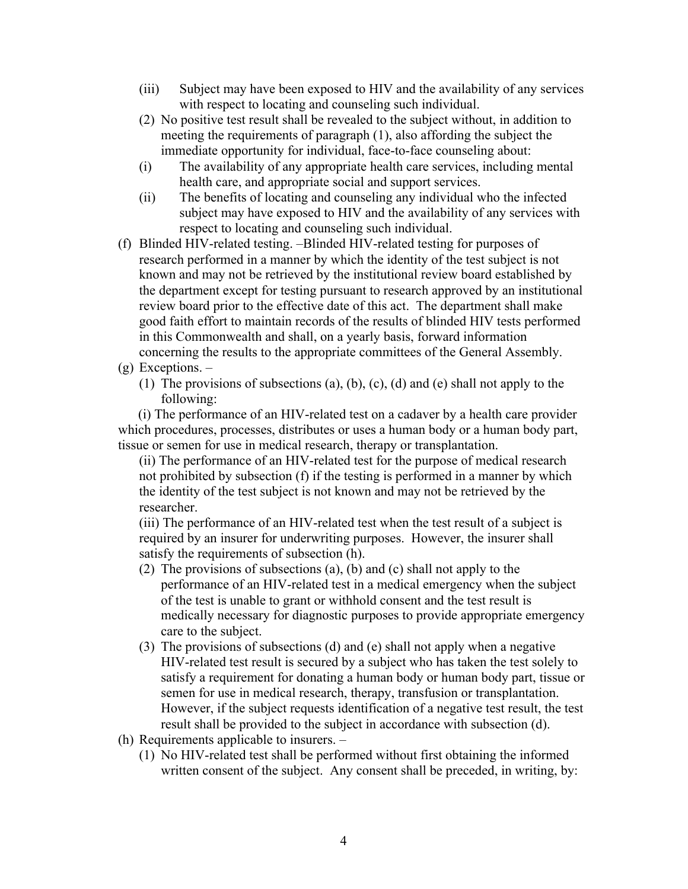(iii) Subject may have been exposed to HIV and the availability of any services with respect to locating and counseling such individual.

(2) No positive test result shall be revealed to the subject without, in addition to meeting the requirements of paragraph (1), also affording the subject the immediate opportunity for individual, face-to-face counseling about:

(i) The availability of any appropriate health care services, including mental health care, and appropriate social and support services.

(ii) The benefits of locating and counseling any individual who the infected subject may have exposed to HIV and the availability of any services with respect to locating and counseling such individual.

(f) Blinded HIV-related testing. –Blinded HIV-related testing for purposes of research performed in a manner by which the identity of the test subject is not known and may not be retrieved by the institutional review board established by the department except for testing pursuant to research approved by an institutional review board prior to the effective date of this act. The department shall make good faith effort to maintain records of the results of blinded HIV tests performed in this Commonwealth and shall, on a yearly basis, forward information concerning the results to the appropriate committees of the General Assembly.

(g) Exceptions. –

(1) The provisions of subsections (a), (b), (c), (d) and (e) shall not apply to the following:

(i) The performance of an HIV-related test on a cadaver by a health care provider which procedures, processes, distributes or uses a human body or a human body part, tissue or semen for use in medical research, therapy or transplantation.

(ii) The performance of an HIV-related test for the purpose of medical research not prohibited by subsection (f) if the testing is performed in a manner by which the identity of the test subject is not known and may not be retrieved by the researcher.

(iii) The performance of an HIV-related test when the test result of a subject is required by an insurer for underwriting purposes. However, the insurer shall satisfy the requirements of subsection (h).

(2) The provisions of subsections (a), (b) and (c) shall not apply to the performance of an HIV-related test in a medical emergency when the subject of the test is unable to grant or withhold consent and the test result is medically necessary for diagnostic purposes to provide appropriate emergency care to the subject.

(3) The provisions of subsections (d) and (e) shall not apply when a negative HIV-related test result is secured by a subject who has taken the test solely to satisfy a requirement for donating a human body or human body part, tissue or semen for use in medical research, therapy, transfusion or transplantation. However, if the subject requests identification of a negative test result, the test result shall be provided to the subject in accordance with subsection (d).

(h) Requirements applicable to insurers. –

(1) No HIV-related test shall be performed without first obtaining the informed written consent of the subject. Any consent shall be preceded, in writing, by: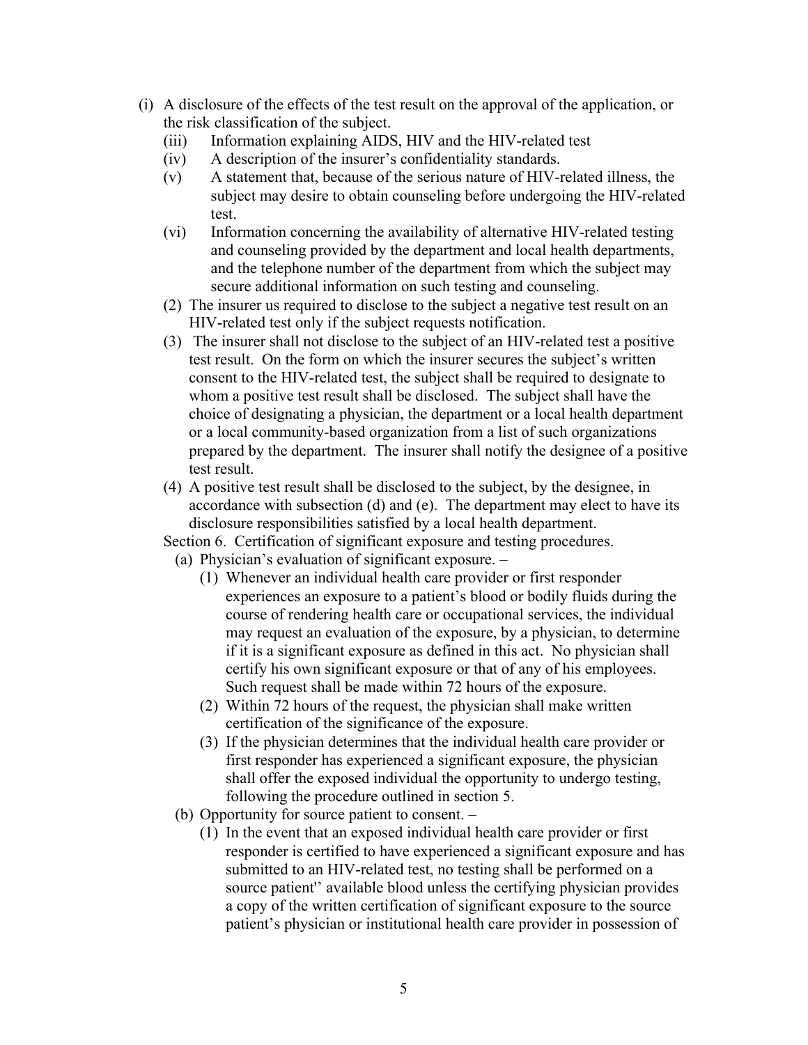(i) A disclosure of the effects of the test result on the approval of the application, or the risk classification of the subject.
   (iii) Information explaining AIDS, HIV and the HIV-related test
   (iv) A description of the insurer's confidentiality standards.
   (v) A statement that, because of the serious nature of HIV-related illness, the subject may desire to obtain counseling before undergoing the HIV-related test.
   (vi) Information concerning the availability of alternative HIV-related testing and counseling provided by the department and local health departments, and the telephone number of the department from which the subject may secure additional information on such testing and counseling.

(2) The insurer us required to disclose to the subject a negative test result on an HIV-related test only if the subject requests notification.

(3) The insurer shall not disclose to the subject of an HIV-related test a positive test result. On the form on which the insurer secures the subject's written consent to the HIV-related test, the subject shall be required to designate to whom a positive test result shall be disclosed. The subject shall have the choice of designating a physician, the department or a local health department or a local community-based organization from a list of such organizations prepared by the department. The insurer shall notify the designee of a positive test result.

(4) A positive test result shall be disclosed to the subject, by the designee, in accordance with subsection (d) and (e). The department may elect to have its disclosure responsibilities satisfied by a local health department.

Section 6. Certification of significant exposure and testing procedures.

(a) Physician's evaluation of significant exposure. –
   (1) Whenever an individual health care provider or first responder experiences an exposure to a patient's blood or bodily fluids during the course of rendering health care or occupational services, the individual may request an evaluation of the exposure, by a physician, to determine if it is a significant exposure as defined in this act. No physician shall certify his own significant exposure or that of any of his employees. Such request shall be made within 72 hours of the exposure.
   (2) Within 72 hours of the request, the physician shall make written certification of the significance of the exposure.
   (3) If the physician determines that the individual health care provider or first responder has experienced a significant exposure, the physician shall offer the exposed individual the opportunity to undergo testing, following the procedure outlined in section 5.

(b) Opportunity for source patient to consent. –
   (1) In the event that an exposed individual health care provider or first responder is certified to have experienced a significant exposure and has submitted to an HIV-related test, no testing shall be performed on a source patient'' available blood unless the certifying physician provides a copy of the written certification of significant exposure to the source patient's physician or institutional health care provider in possession of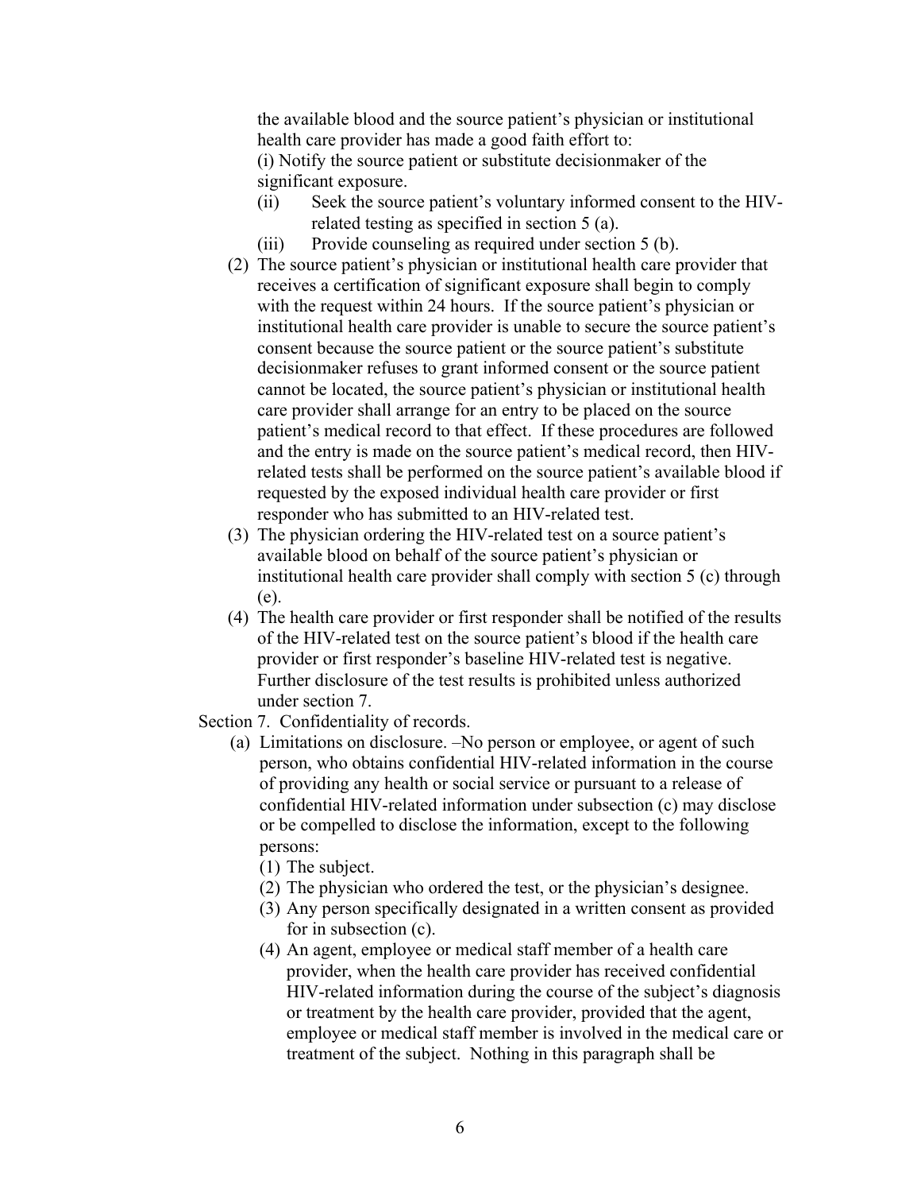the available blood and the source patient's physician or institutional health care provider has made a good faith effort to:

(i) Notify the source patient or substitute decisionmaker of the significant exposure.

(ii) Seek the source patient's voluntary informed consent to the HIV-related testing as specified in section 5 (a).

(iii) Provide counseling as required under section 5 (b).

(2) The source patient's physician or institutional health care provider that receives a certification of significant exposure shall begin to comply with the request within 24 hours. If the source patient's physician or institutional health care provider is unable to secure the source patient's consent because the source patient or the source patient's substitute decisionmaker refuses to grant informed consent or the source patient cannot be located, the source patient's physician or institutional health care provider shall arrange for an entry to be placed on the source patient's medical record to that effect. If these procedures are followed and the entry is made on the source patient's medical record, then HIV-related tests shall be performed on the source patient's available blood if requested by the exposed individual health care provider or first responder who has submitted to an HIV-related test.

(3) The physician ordering the HIV-related test on a source patient's available blood on behalf of the source patient's physician or institutional health care provider shall comply with section 5 (c) through (e).

(4) The health care provider or first responder shall be notified of the results of the HIV-related test on the source patient's blood if the health care provider or first responder's baseline HIV-related test is negative. Further disclosure of the test results is prohibited unless authorized under section 7.

Section 7. Confidentiality of records.

(a) Limitations on disclosure. –No person or employee, or agent of such person, who obtains confidential HIV-related information in the course of providing any health or social service or pursuant to a release of confidential HIV-related information under subsection (c) may disclose or be compelled to disclose the information, except to the following persons:

(1) The subject.

(2) The physician who ordered the test, or the physician's designee.

(3) Any person specifically designated in a written consent as provided for in subsection (c).

(4) An agent, employee or medical staff member of a health care provider, when the health care provider has received confidential HIV-related information during the course of the subject's diagnosis or treatment by the health care provider, provided that the agent, employee or medical staff member is involved in the medical care or treatment of the subject. Nothing in this paragraph shall be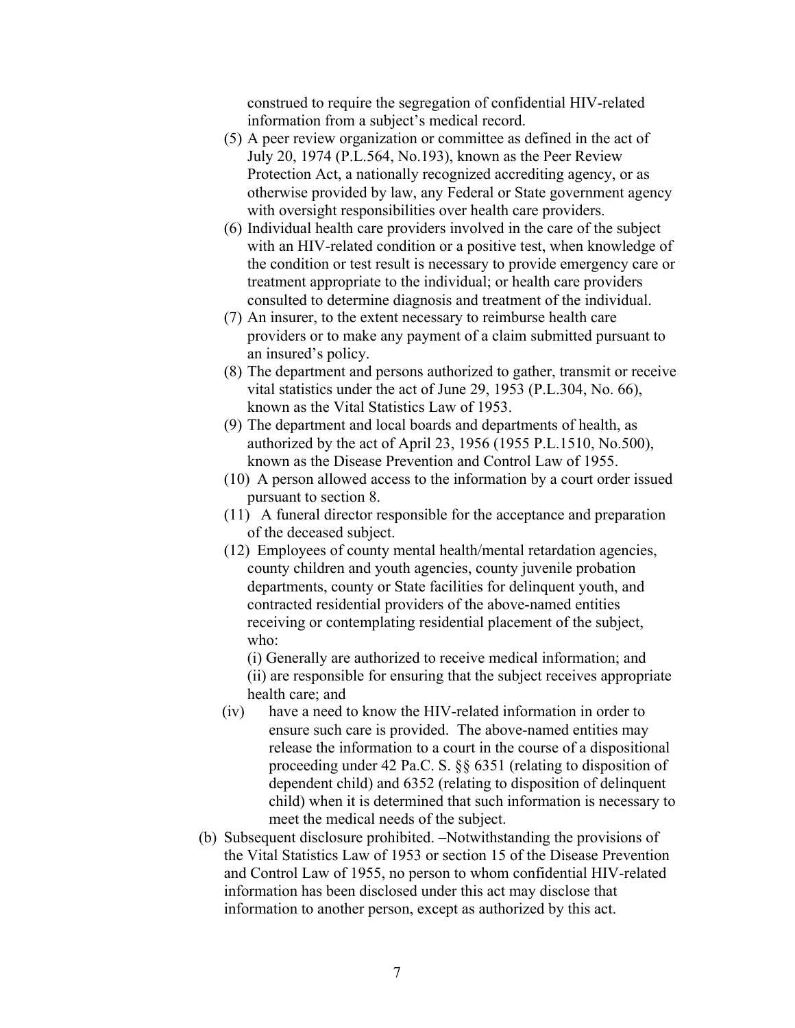construed to require the segregation of confidential HIV-related information from a subject's medical record.

(5) A peer review organization or committee as defined in the act of July 20, 1974 (P.L.564, No.193), known as the Peer Review Protection Act, a nationally recognized accrediting agency, or as otherwise provided by law, any Federal or State government agency with oversight responsibilities over health care providers.

(6) Individual health care providers involved in the care of the subject with an HIV-related condition or a positive test, when knowledge of the condition or test result is necessary to provide emergency care or treatment appropriate to the individual; or health care providers consulted to determine diagnosis and treatment of the individual.

(7) An insurer, to the extent necessary to reimburse health care providers or to make any payment of a claim submitted pursuant to an insured's policy.

(8) The department and persons authorized to gather, transmit or receive vital statistics under the act of June 29, 1953 (P.L.304, No. 66), known as the Vital Statistics Law of 1953.

(9) The department and local boards and departments of health, as authorized by the act of April 23, 1956 (1955 P.L.1510, No.500), known as the Disease Prevention and Control Law of 1955.

(10) A person allowed access to the information by a court order issued pursuant to section 8.

(11) A funeral director responsible for the acceptance and preparation of the deceased subject.

(12) Employees of county mental health/mental retardation agencies, county children and youth agencies, county juvenile probation departments, county or State facilities for delinquent youth, and contracted residential providers of the above-named entities receiving or contemplating residential placement of the subject, who:

(i) Generally are authorized to receive medical information; and

(ii) are responsible for ensuring that the subject receives appropriate health care; and

(iv) have a need to know the HIV-related information in order to ensure such care is provided. The above-named entities may release the information to a court in the course of a dispositional proceeding under 42 Pa.C. S. §§ 6351 (relating to disposition of dependent child) and 6352 (relating to disposition of delinquent child) when it is determined that such information is necessary to meet the medical needs of the subject.

(b) Subsequent disclosure prohibited. –Notwithstanding the provisions of the Vital Statistics Law of 1953 or section 15 of the Disease Prevention and Control Law of 1955, no person to whom confidential HIV-related information has been disclosed under this act may disclose that information to another person, except as authorized by this act.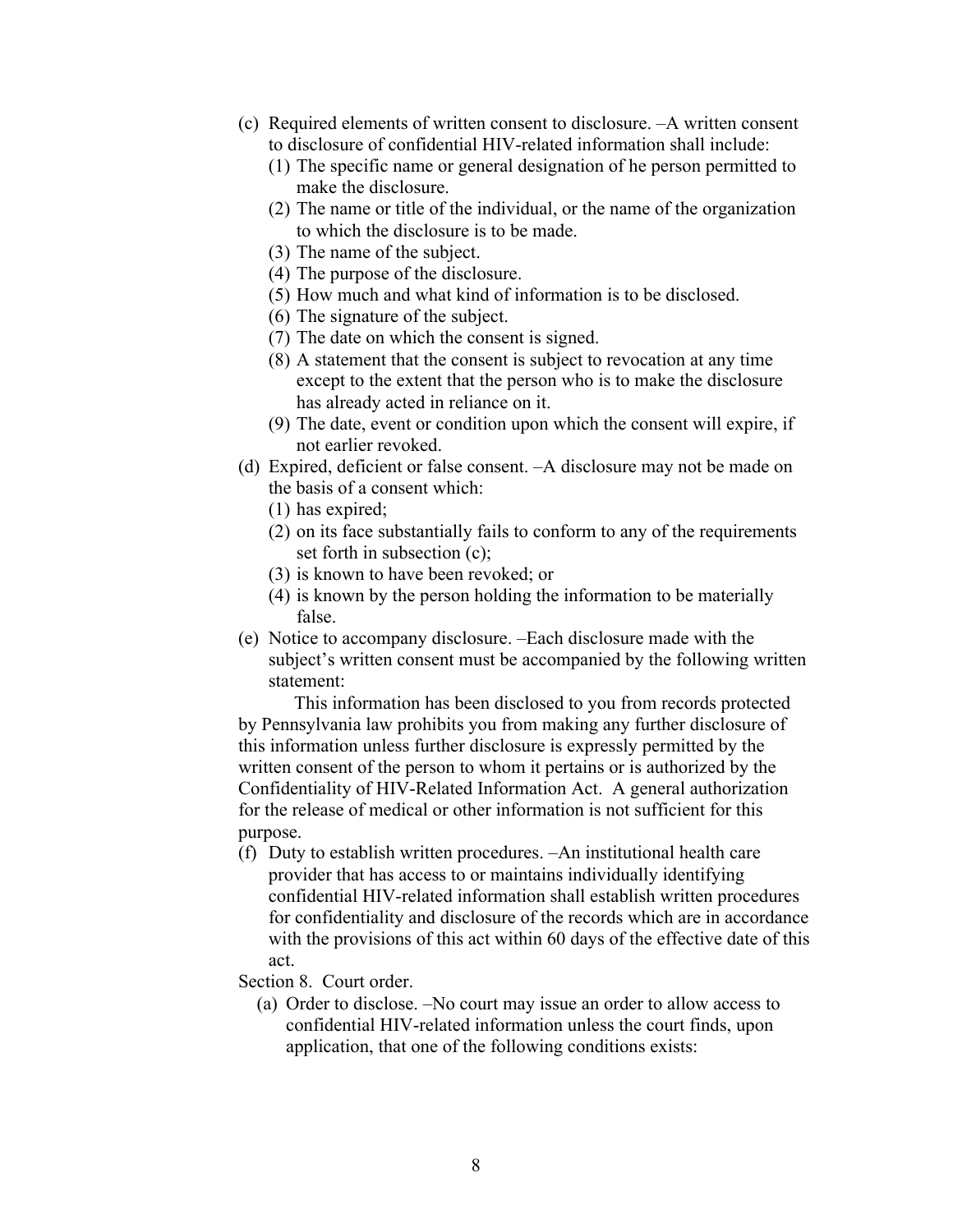(c) Required elements of written consent to disclosure. –A written consent to disclosure of confidential HIV-related information shall include:
  (1) The specific name or general designation of he person permitted to make the disclosure.
  (2) The name or title of the individual, or the name of the organization to which the disclosure is to be made.
  (3) The name of the subject.
  (4) The purpose of the disclosure.
  (5) How much and what kind of information is to be disclosed.
  (6) The signature of the subject.
  (7) The date on which the consent is signed.
  (8) A statement that the consent is subject to revocation at any time except to the extent that the person who is to make the disclosure has already acted in reliance on it.
  (9) The date, event or condition upon which the consent will expire, if not earlier revoked.

(d) Expired, deficient or false consent. –A disclosure may not be made on the basis of a consent which:
  (1) has expired;
  (2) on its face substantially fails to conform to any of the requirements set forth in subsection (c);
  (3) is known to have been revoked; or
  (4) is known by the person holding the information to be materially false.

(e) Notice to accompany disclosure. –Each disclosure made with the subject's written consent must be accompanied by the following written statement:

This information has been disclosed to you from records protected by Pennsylvania law prohibits you from making any further disclosure of this information unless further disclosure is expressly permitted by the written consent of the person to whom it pertains or is authorized by the Confidentiality of HIV-Related Information Act. A general authorization for the release of medical or other information is not sufficient for this purpose.

(f) Duty to establish written procedures. –An institutional health care provider that has access to or maintains individually identifying confidential HIV-related information shall establish written procedures for confidentiality and disclosure of the records which are in accordance with the provisions of this act within 60 days of the effective date of this act.

Section 8. Court order.

(a) Order to disclose. –No court may issue an order to allow access to confidential HIV-related information unless the court finds, upon application, that one of the following conditions exists: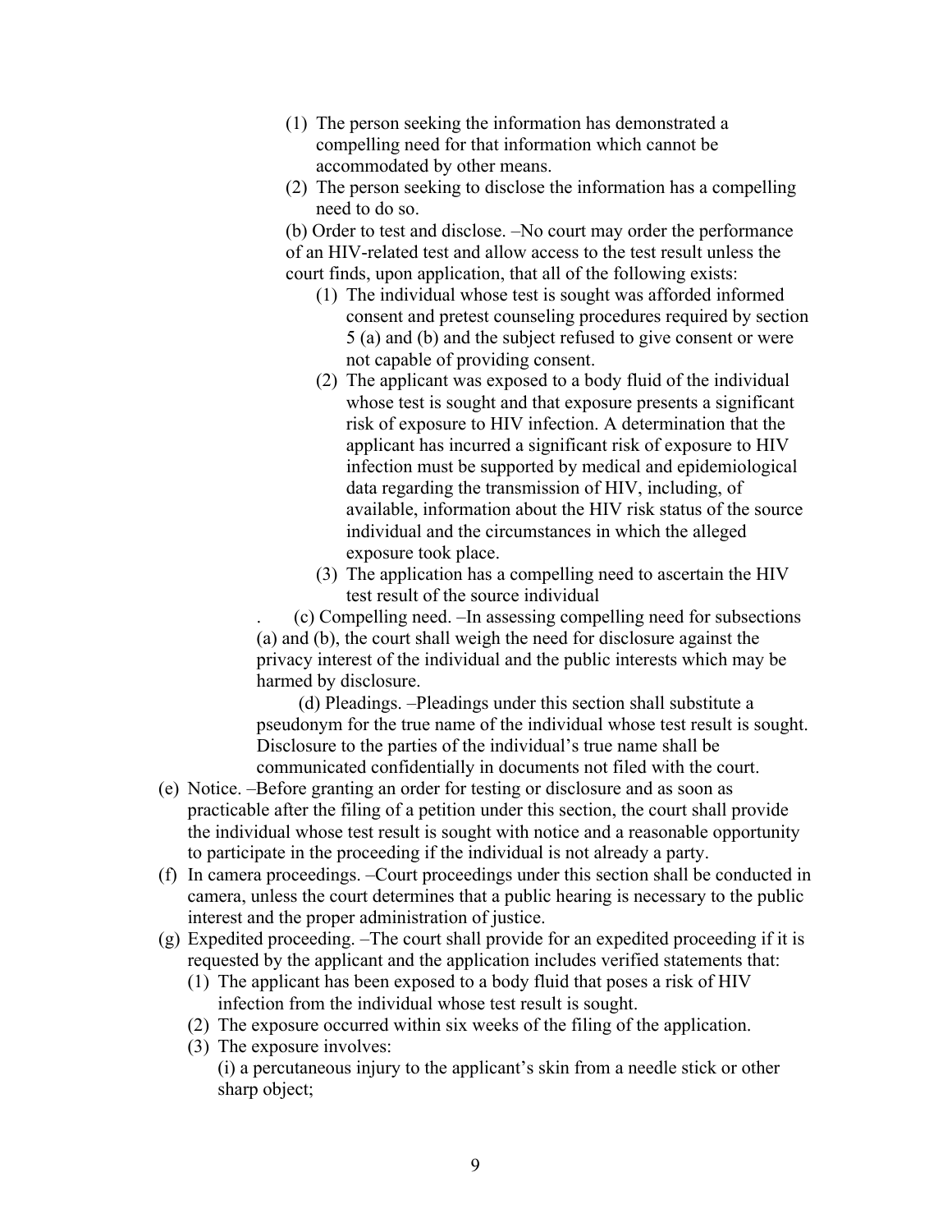(1) The person seeking the information has demonstrated a compelling need for that information which cannot be accommodated by other means.
(2) The person seeking to disclose the information has a compelling need to do so.

(b) Order to test and disclose. –No court may order the performance of an HIV-related test and allow access to the test result unless the court finds, upon application, that all of the following exists:

(1) The individual whose test is sought was afforded informed consent and pretest counseling procedures required by section 5 (a) and (b) and the subject refused to give consent or were not capable of providing consent.
(2) The applicant was exposed to a body fluid of the individual whose test is sought and that exposure presents a significant risk of exposure to HIV infection. A determination that the applicant has incurred a significant risk of exposure to HIV infection must be supported by medical and epidemiological data regarding the transmission of HIV, including, of available, information about the HIV risk status of the source individual and the circumstances in which the alleged exposure took place.
(3) The application has a compelling need to ascertain the HIV test result of the source individual

. (c) Compelling need. –In assessing compelling need for subsections (a) and (b), the court shall weigh the need for disclosure against the privacy interest of the individual and the public interests which may be harmed by disclosure.

(d) Pleadings. –Pleadings under this section shall substitute a pseudonym for the true name of the individual whose test result is sought. Disclosure to the parties of the individual's true name shall be communicated confidentially in documents not filed with the court.

(e) Notice. –Before granting an order for testing or disclosure and as soon as practicable after the filing of a petition under this section, the court shall provide the individual whose test result is sought with notice and a reasonable opportunity to participate in the proceeding if the individual is not already a party.

(f) In camera proceedings. –Court proceedings under this section shall be conducted in camera, unless the court determines that a public hearing is necessary to the public interest and the proper administration of justice.

(g) Expedited proceeding. –The court shall provide for an expedited proceeding if it is requested by the applicant and the application includes verified statements that:

(1) The applicant has been exposed to a body fluid that poses a risk of HIV infection from the individual whose test result is sought.
(2) The exposure occurred within six weeks of the filing of the application.
(3) The exposure involves:
(i) a percutaneous injury to the applicant's skin from a needle stick or other sharp object;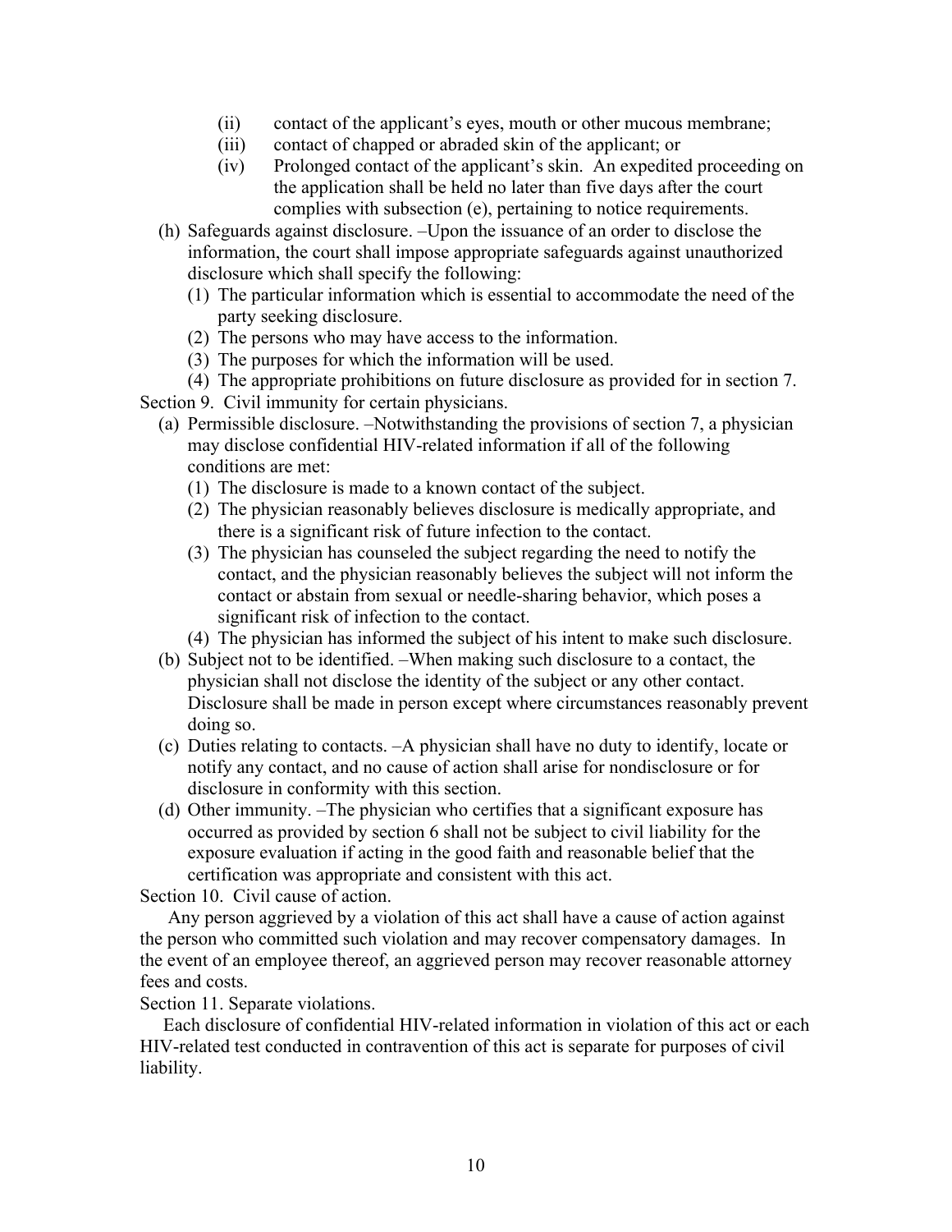(ii) contact of the applicant's eyes, mouth or other mucous membrane;

(iii) contact of chapped or abraded skin of the applicant; or

(iv) Prolonged contact of the applicant's skin. An expedited proceeding on the application shall be held no later than five days after the court complies with subsection (e), pertaining to notice requirements.

(h) Safeguards against disclosure. –Upon the issuance of an order to disclose the information, the court shall impose appropriate safeguards against unauthorized disclosure which shall specify the following:

(1) The particular information which is essential to accommodate the need of the party seeking disclosure.

(2) The persons who may have access to the information.

(3) The purposes for which the information will be used.

(4) The appropriate prohibitions on future disclosure as provided for in section 7.

Section 9. Civil immunity for certain physicians.

(a) Permissible disclosure. –Notwithstanding the provisions of section 7, a physician may disclose confidential HIV-related information if all of the following conditions are met:

(1) The disclosure is made to a known contact of the subject.

(2) The physician reasonably believes disclosure is medically appropriate, and there is a significant risk of future infection to the contact.

(3) The physician has counseled the subject regarding the need to notify the contact, and the physician reasonably believes the subject will not inform the contact or abstain from sexual or needle-sharing behavior, which poses a significant risk of infection to the contact.

(4) The physician has informed the subject of his intent to make such disclosure.

(b) Subject not to be identified. –When making such disclosure to a contact, the physician shall not disclose the identity of the subject or any other contact. Disclosure shall be made in person except where circumstances reasonably prevent doing so.

(c) Duties relating to contacts. –A physician shall have no duty to identify, locate or notify any contact, and no cause of action shall arise for nondisclosure or for disclosure in conformity with this section.

(d) Other immunity. –The physician who certifies that a significant exposure has occurred as provided by section 6 shall not be subject to civil liability for the exposure evaluation if acting in the good faith and reasonable belief that the certification was appropriate and consistent with this act.

Section 10. Civil cause of action.

Any person aggrieved by a violation of this act shall have a cause of action against the person who committed such violation and may recover compensatory damages. In the event of an employee thereof, an aggrieved person may recover reasonable attorney fees and costs.

Section 11. Separate violations.

Each disclosure of confidential HIV-related information in violation of this act or each HIV-related test conducted in contravention of this act is separate for purposes of civil liability.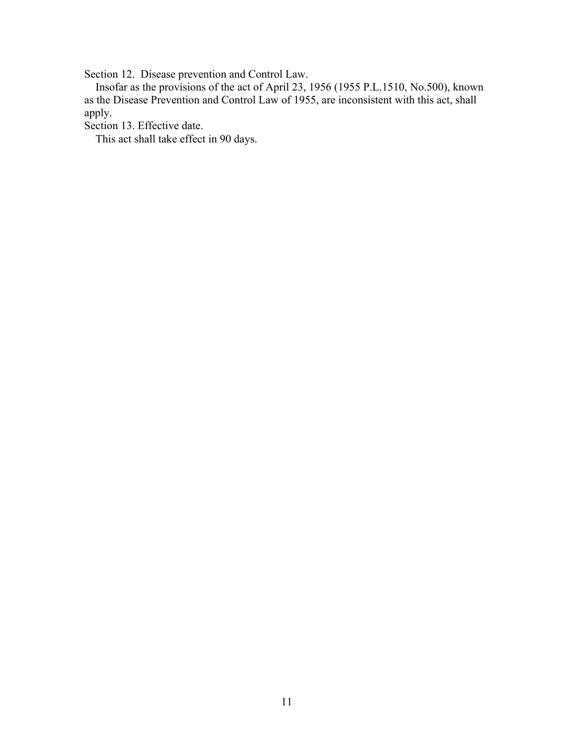Section 12. Disease prevention and Control Law.

Insofar as the provisions of the act of April 23, 1956 (1955 P.L.1510, No.500), known as the Disease Prevention and Control Law of 1955, are inconsistent with this act, shall apply.

Section 13. Effective date.

This act shall take effect in 90 days.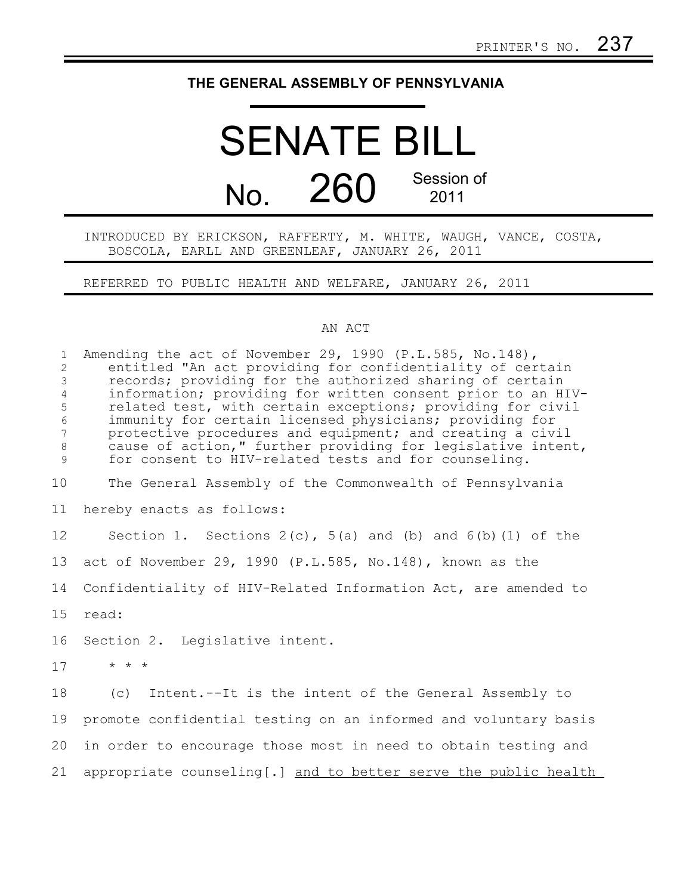PRINTER'S NO. 237

# THE GENERAL ASSEMBLY OF PENNSYLVANIA

# SENATE BILL

## No. 260 Session of 2011

INTRODUCED BY ERICKSON, RAFFERTY, M. WHITE, WAUGH, VANCE, COSTA, BOSCOLA, EARLL AND GREENLEAF, JANUARY 26, 2011

REFERRED TO PUBLIC HEALTH AND WELFARE, JANUARY 26, 2011

AN ACT

1 Amending the act of November 29, 1990 (P.L.585, No.148),
2 entitled "An act providing for confidentiality of certain
3 records; providing for the authorized sharing of certain
4 information; providing for written consent prior to an HIV-
5 related test, with certain exceptions; providing for civil
6 immunity for certain licensed physicians; providing for
7 protective procedures and equipment; and creating a civil
8 cause of action," further providing for legislative intent,
9 for consent to HIV-related tests and for counseling.

10 The General Assembly of the Commonwealth of Pennsylvania
11 hereby enacts as follows:

12 Section 1. Sections 2(c), 5(a) and (b) and 6(b)(1) of the
13 act of November 29, 1990 (P.L.585, No.148), known as the
14 Confidentiality of HIV-Related Information Act, are amended to
15 read:

16 Section 2. Legislative intent.

17 * * *

18 (c) Intent.--It is the intent of the General Assembly to
19 promote confidential testing on an informed and voluntary basis
20 in order to encourage those most in need to obtain testing and
21 appropriate counseling[.] <u>and to better serve the public health</u>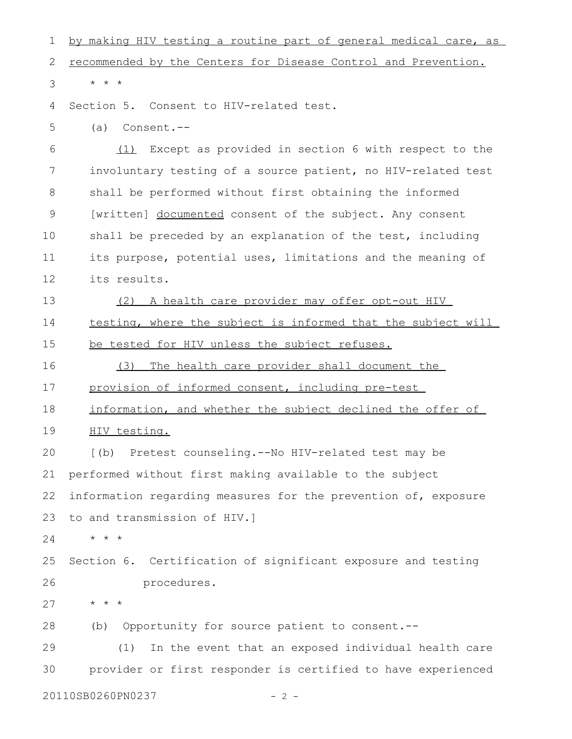by making HIV testing a routine part of general medical care, as recommended by the Centers for Disease Control and Prevention.

\* \* \*

Section 5. Consent to HIV-related test.

(a) Consent.--

(1) Except as provided in section 6 with respect to the involuntary testing of a source patient, no HIV-related test shall be performed without first obtaining the informed [written] documented consent of the subject. Any consent shall be preceded by an explanation of the test, including its purpose, potential uses, limitations and the meaning of its results.

(2) A health care provider may offer opt-out HIV testing, where the subject is informed that the subject will be tested for HIV unless the subject refuses.

(3) The health care provider shall document the provision of informed consent, including pre-test information, and whether the subject declined the offer of HIV testing.

[(b) Pretest counseling.--No HIV-related test may be performed without first making available to the subject information regarding measures for the prevention of, exposure to and transmission of HIV.]

\* \* \*

Section 6. Certification of significant exposure and testing procedures.

\* \* \*

(b) Opportunity for source patient to consent.--

(1) In the event that an exposed individual health care provider or first responder is certified to have experienced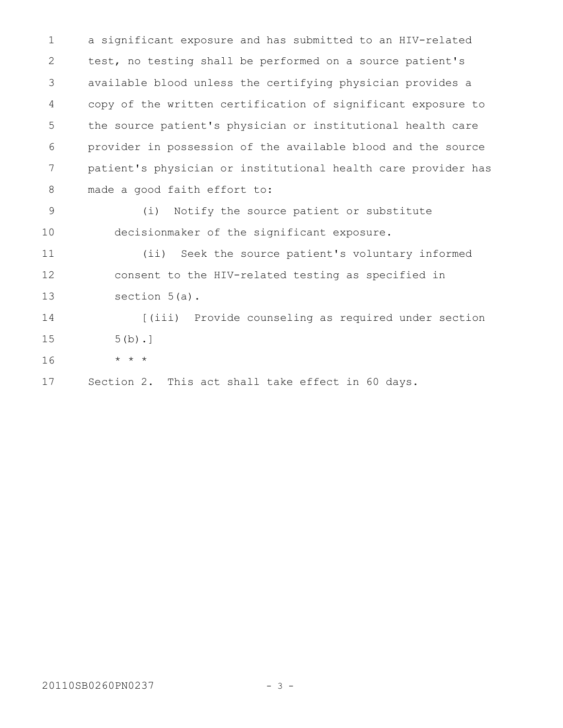a significant exposure and has submitted to an HIV-related test, no testing shall be performed on a source patient's available blood unless the certifying physician provides a copy of the written certification of significant exposure to the source patient's physician or institutional health care provider in possession of the available blood and the source patient's physician or institutional health care provider has made a good faith effort to:

(i) Notify the source patient or substitute decisionmaker of the significant exposure.

(ii) Seek the source patient's voluntary informed consent to the HIV-related testing as specified in section 5(a).

[(iii) Provide counseling as required under section 5(b).]

* * *

Section 2. This act shall take effect in 60 days.